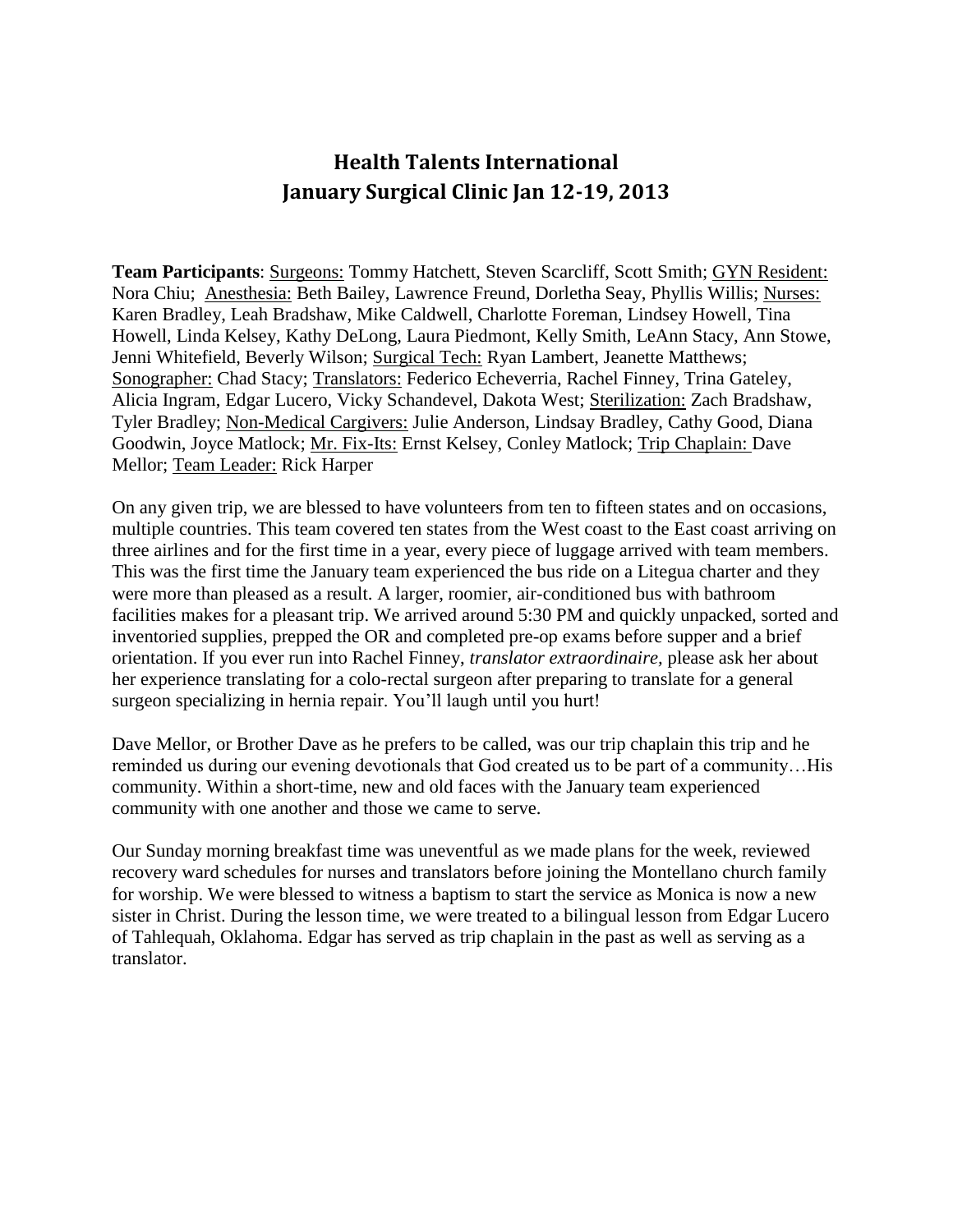# Health Talents International
# January Surgical Clinic Jan 12-19, 2013

**Team Participants**: Surgeons: Tommy Hatchett, Steven Scarcliff, Scott Smith; GYN Resident: Nora Chiu; Anesthesia: Beth Bailey, Lawrence Freund, Dorletha Seay, Phyllis Willis; Nurses: Karen Bradley, Leah Bradshaw, Mike Caldwell, Charlotte Foreman, Lindsey Howell, Tina Howell, Linda Kelsey, Kathy DeLong, Laura Piedmont, Kelly Smith, LeAnn Stacy, Ann Stowe, Jenni Whitefield, Beverly Wilson; Surgical Tech: Ryan Lambert, Jeanette Matthews; Sonographer: Chad Stacy; Translators: Federico Echeverria, Rachel Finney, Trina Gateley, Alicia Ingram, Edgar Lucero, Vicky Schandevel, Dakota West; Sterilization: Zach Bradshaw, Tyler Bradley; Non-Medical Cargivers: Julie Anderson, Lindsay Bradley, Cathy Good, Diana Goodwin, Joyce Matlock; Mr. Fix-Its: Ernst Kelsey, Conley Matlock; Trip Chaplain: Dave Mellor; Team Leader: Rick Harper

On any given trip, we are blessed to have volunteers from ten to fifteen states and on occasions, multiple countries. This team covered ten states from the West coast to the East coast arriving on three airlines and for the first time in a year, every piece of luggage arrived with team members. This was the first time the January team experienced the bus ride on a Litegua charter and they were more than pleased as a result. A larger, roomier, air-conditioned bus with bathroom facilities makes for a pleasant trip. We arrived around 5:30 PM and quickly unpacked, sorted and inventoried supplies, prepped the OR and completed pre-op exams before supper and a brief orientation. If you ever run into Rachel Finney, *translator extraordinaire,* please ask her about her experience translating for a colo-rectal surgeon after preparing to translate for a general surgeon specializing in hernia repair. You'll laugh until you hurt!

Dave Mellor, or Brother Dave as he prefers to be called, was our trip chaplain this trip and he reminded us during our evening devotionals that God created us to be part of a community…His community. Within a short-time, new and old faces with the January team experienced community with one another and those we came to serve.

Our Sunday morning breakfast time was uneventful as we made plans for the week, reviewed recovery ward schedules for nurses and translators before joining the Montellano church family for worship. We were blessed to witness a baptism to start the service as Monica is now a new sister in Christ. During the lesson time, we were treated to a bilingual lesson from Edgar Lucero of Tahlequah, Oklahoma. Edgar has served as trip chaplain in the past as well as serving as a translator.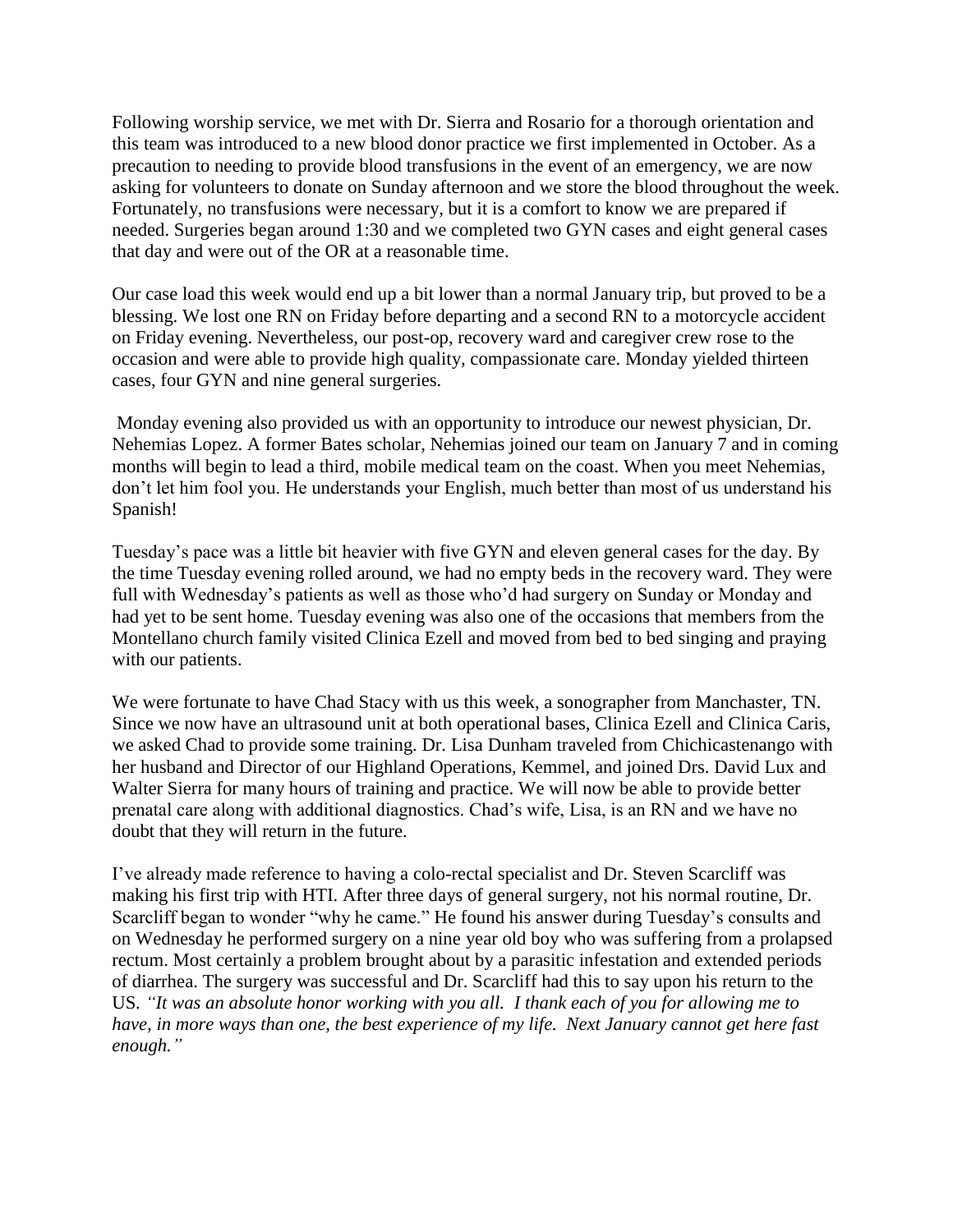Following worship service, we met with Dr. Sierra and Rosario for a thorough orientation and this team was introduced to a new blood donor practice we first implemented in October. As a precaution to needing to provide blood transfusions in the event of an emergency, we are now asking for volunteers to donate on Sunday afternoon and we store the blood throughout the week. Fortunately, no transfusions were necessary, but it is a comfort to know we are prepared if needed. Surgeries began around 1:30 and we completed two GYN cases and eight general cases that day and were out of the OR at a reasonable time.

Our case load this week would end up a bit lower than a normal January trip, but proved to be a blessing. We lost one RN on Friday before departing and a second RN to a motorcycle accident on Friday evening. Nevertheless, our post-op, recovery ward and caregiver crew rose to the occasion and were able to provide high quality, compassionate care. Monday yielded thirteen cases, four GYN and nine general surgeries.

Monday evening also provided us with an opportunity to introduce our newest physician, Dr. Nehemias Lopez. A former Bates scholar, Nehemias joined our team on January 7 and in coming months will begin to lead a third, mobile medical team on the coast. When you meet Nehemias, don't let him fool you. He understands your English, much better than most of us understand his Spanish!

Tuesday's pace was a little bit heavier with five GYN and eleven general cases for the day. By the time Tuesday evening rolled around, we had no empty beds in the recovery ward. They were full with Wednesday's patients as well as those who'd had surgery on Sunday or Monday and had yet to be sent home. Tuesday evening was also one of the occasions that members from the Montellano church family visited Clinica Ezell and moved from bed to bed singing and praying with our patients.

We were fortunate to have Chad Stacy with us this week, a sonographer from Manchester, TN. Since we now have an ultrasound unit at both operational bases, Clinica Ezell and Clinica Caris, we asked Chad to provide some training. Dr. Lisa Dunham traveled from Chichicastenango with her husband and Director of our Highland Operations, Kemmel, and joined Drs. David Lux and Walter Sierra for many hours of training and practice. We will now be able to provide better prenatal care along with additional diagnostics. Chad's wife, Lisa, is an RN and we have no doubt that they will return in the future.

I've already made reference to having a colo-rectal specialist and Dr. Steven Scarcliff was making his first trip with HTI. After three days of general surgery, not his normal routine, Dr. Scarcliff began to wonder "why he came." He found his answer during Tuesday's consults and on Wednesday he performed surgery on a nine year old boy who was suffering from a prolapsed rectum. Most certainly a problem brought about by a parasitic infestation and extended periods of diarrhea. The surgery was successful and Dr. Scarcliff had this to say upon his return to the US. *"It was an absolute honor working with you all. I thank each of you for allowing me to have, in more ways than one, the best experience of my life. Next January cannot get here fast enough."*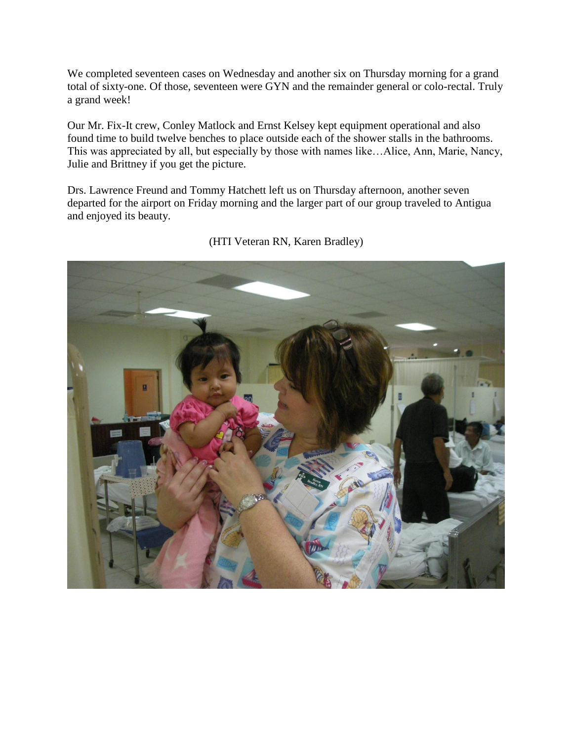We completed seventeen cases on Wednesday and another six on Thursday morning for a grand total of sixty-one. Of those, seventeen were GYN and the remainder general or colo-rectal. Truly a grand week!

Our Mr. Fix-It crew, Conley Matlock and Ernst Kelsey kept equipment operational and also found time to build twelve benches to place outside each of the shower stalls in the bathrooms. This was appreciated by all, but especially by those with names like…Alice, Ann, Marie, Nancy, Julie and Brittney if you get the picture.

Drs. Lawrence Freund and Tommy Hatchett left us on Thursday afternoon, another seven departed for the airport on Friday morning and the larger part of our group traveled to Antigua and enjoyed its beauty.

(HTI Veteran RN, Karen Bradley)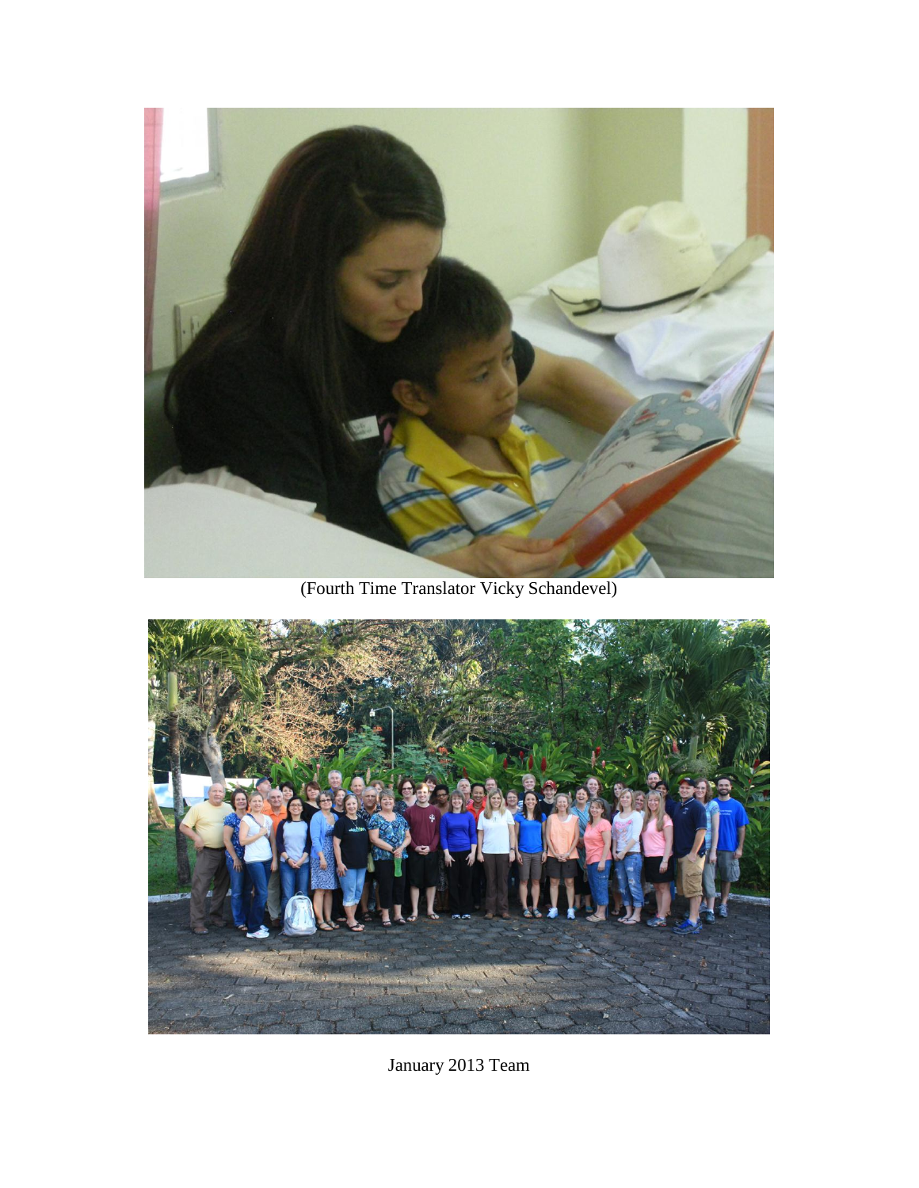(Fourth Time Translator Vicky Schandevel)

January 2013 Team